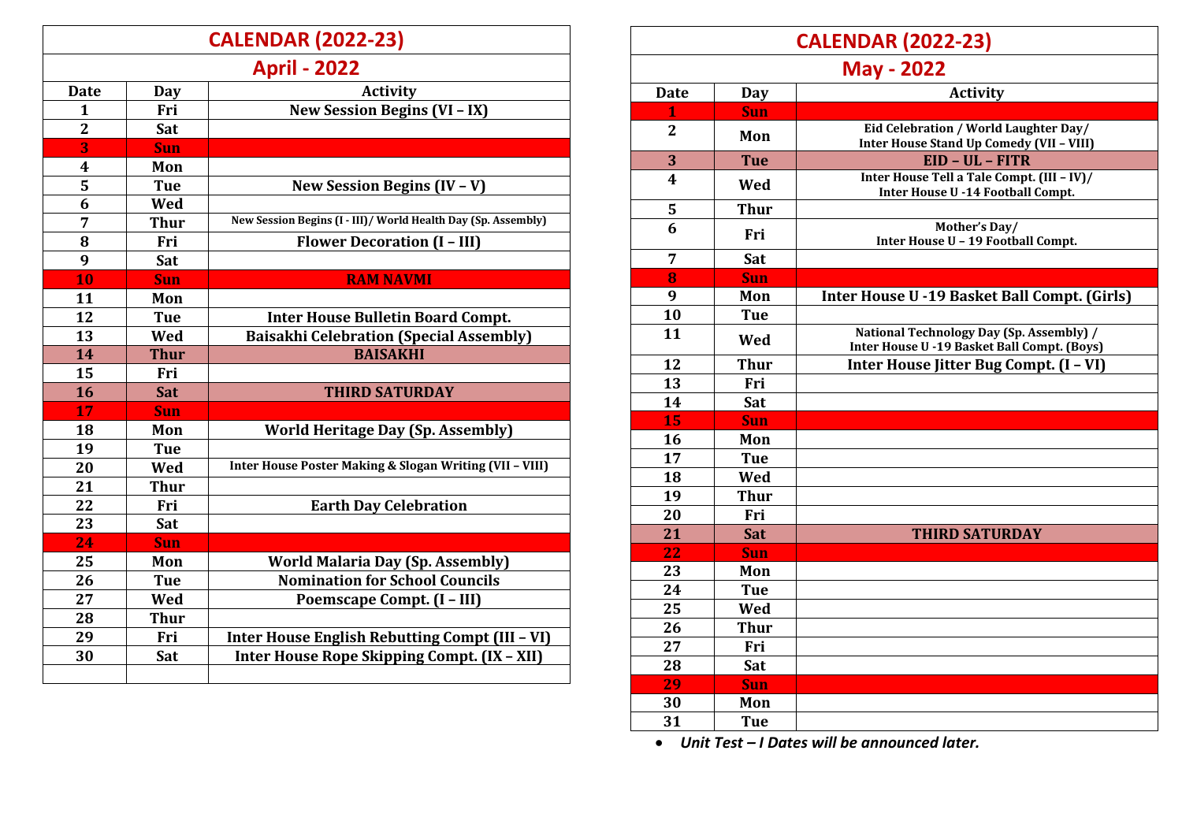# CALENDAR (2022-23)

## April - 2022

| Date | Day | Activity |
|---|---|---|
| 1 | Fri | New Session Begins (VI – IX) |
| 2 | Sat | |
| 3 | Sun | |
| 4 | Mon | |
| 5 | Tue | New Session Begins (IV – V) |
| 6 | Wed | |
| 7 | Thur | New Session Begins (I - III)/ World Health Day (Sp. Assembly) |
| 8 | Fri | Flower Decoration (I – III) |
| 9 | Sat | |
| 10 | Sun | RAM NAVMI |
| 11 | Mon | |
| 12 | Tue | Inter House Bulletin Board Compt. |
| 13 | Wed | Baisakhi Celebration (Special Assembly) |
| 14 | Thur | BAISAKHI |
| 15 | Fri | |
| 16 | Sat | THIRD SATURDAY |
| 17 | Sun | |
| 18 | Mon | World Heritage Day (Sp. Assembly) |
| 19 | Tue | |
| 20 | Wed | Inter House Poster Making & Slogan Writing (VII – VIII) |
| 21 | Thur | |
| 22 | Fri | Earth Day Celebration |
| 23 | Sat | |
| 24 | Sun | |
| 25 | Mon | World Malaria Day (Sp. Assembly) |
| 26 | Tue | Nomination for School Councils |
| 27 | Wed | Poemscape Compt. (I – III) |
| 28 | Thur | |
| 29 | Fri | Inter House English Rebutting Compt (III – VI) |
| 30 | Sat | Inter House Rope Skipping Compt. (IX – XII) |

# CALENDAR (2022-23)

## May - 2022

| Date | Day | Activity |
|---|---|---|
| 1 | Sun | |
| 2 | Mon | Eid Celebration / World Laughter Day/ Inter House Stand Up Comedy (VII – VIII) |
| 3 | Tue | EID – UL – FITR |
| 4 | Wed | Inter House Tell a Tale Compt. (III – IV)/ Inter House U -14 Football Compt. |
| 5 | Thur | |
| 6 | Fri | Mother's Day/ Inter House U – 19 Football Compt. |
| 7 | Sat | |
| 8 | Sun | |
| 9 | Mon | Inter House U -19 Basket Ball Compt. (Girls) |
| 10 | Tue | |
| 11 | Wed | National Technology Day (Sp. Assembly) / Inter House U -19 Basket Ball Compt. (Boys) |
| 12 | Thur | Inter House Jitter Bug Compt. (I – VI) |
| 13 | Fri | |
| 14 | Sat | |
| 15 | Sun | |
| 16 | Mon | |
| 17 | Tue | |
| 18 | Wed | |
| 19 | Thur | |
| 20 | Fri | |
| 21 | Sat | THIRD SATURDAY |
| 22 | Sun | |
| 23 | Mon | |
| 24 | Tue | |
| 25 | Wed | |
| 26 | Thur | |
| 27 | Fri | |
| 28 | Sat | |
| 29 | Sun | |
| 30 | Mon | |
| 31 | Tue | |

- *Unit Test – I Dates will be announced later.*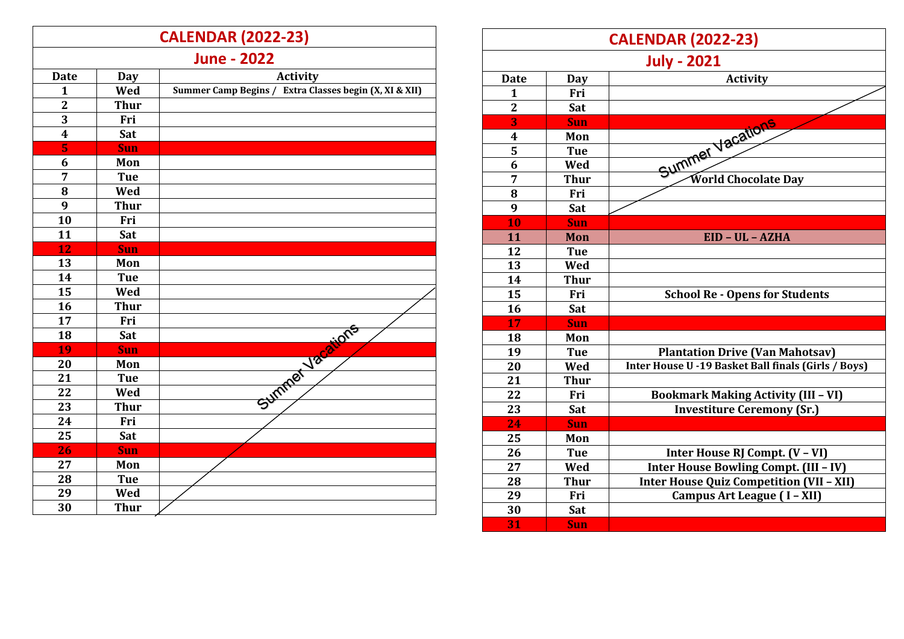## CALENDAR (2022-23)

### June - 2022

| Date | Day | Activity |
|---|---|---|
| 1 | Wed | Summer Camp Begins / Extra Classes begin (X, XI & XII) |
| 2 | Thur | |
| 3 | Fri | |
| 4 | Sat | |
| 5 | Sun | |
| 6 | Mon | |
| 7 | Tue | |
| 8 | Wed | |
| 9 | Thur | |
| 10 | Fri | |
| 11 | Sat | |
| 12 | Sun | |
| 13 | Mon | |
| 14 | Tue | |
| 15 | Wed | Summer Vacations |
| 16 | Thur | Summer Vacations |
| 17 | Fri | Summer Vacations |
| 18 | Sat | Summer Vacations |
| 19 | Sun | Summer Vacations |
| 20 | Mon | Summer Vacations |
| 21 | Tue | Summer Vacations |
| 22 | Wed | Summer Vacations |
| 23 | Thur | Summer Vacations |
| 24 | Fri | Summer Vacations |
| 25 | Sat | Summer Vacations |
| 26 | Sun | Summer Vacations |
| 27 | Mon | Summer Vacations |
| 28 | Tue | Summer Vacations |
| 29 | Wed | Summer Vacations |
| 30 | Thur | Summer Vacations |

## CALENDAR (2022-23)

### July - 2021

| Date | Day | Activity |
|---|---|---|
| 1 | Fri | Summer Vacations |
| 2 | Sat | Summer Vacations |
| 3 | Sun | Summer Vacations |
| 4 | Mon | Summer Vacations |
| 5 | Tue | Summer Vacations |
| 6 | Wed | Summer Vacations |
| 7 | Thur | World Chocolate Day |
| 8 | Fri | Summer Vacations |
| 9 | Sat | Summer Vacations |
| 10 | Sun | |
| 11 | Mon | EID – UL – AZHA |
| 12 | Tue | |
| 13 | Wed | |
| 14 | Thur | |
| 15 | Fri | School Re - Opens for Students |
| 16 | Sat | |
| 17 | Sun | |
| 18 | Mon | |
| 19 | Tue | Plantation Drive (Van Mahotsav) |
| 20 | Wed | Inter House U -19 Basket Ball finals (Girls / Boys) |
| 21 | Thur | |
| 22 | Fri | Bookmark Making Activity (III – VI) |
| 23 | Sat | Investiture Ceremony (Sr.) |
| 24 | Sun | |
| 25 | Mon | |
| 26 | Tue | Inter House RJ Compt. (V – VI) |
| 27 | Wed | Inter House Bowling Compt. (III – IV) |
| 28 | Thur | Inter House Quiz Competition (VII – XII) |
| 29 | Fri | Campus Art League ( I – XII) |
| 30 | Sat | |
| 31 | Sun | |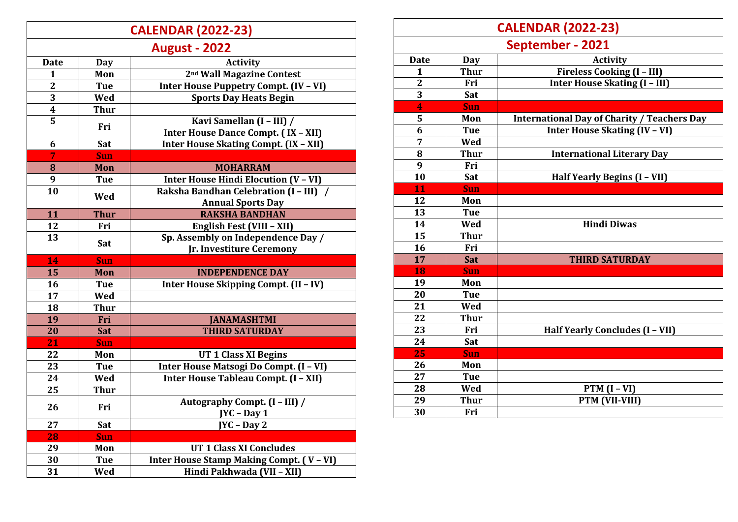## CALENDAR (2022-23)

### August - 2022

| Date | Day | Activity |
|---|---|---|
| 1 | Mon | 2nd Wall Magazine Contest |
| 2 | Tue | Inter House Puppetry Compt. (IV – VI) |
| 3 | Wed | Sports Day Heats Begin |
| 4 | Thur | |
| 5 | Fri | Kavi Samellan (I – III) / Inter House Dance Compt. ( IX – XII) |
| 6 | Sat | Inter House Skating Compt. (IX – XII) |
| 7 | Sun | |
| 8 | Mon | MOHARRAM |
| 9 | Tue | Inter House Hindi Elocution (V – VI) |
| 10 | Wed | Raksha Bandhan Celebration (I – III) / Annual Sports Day |
| 11 | Thur | RAKSHA BANDHAN |
| 12 | Fri | English Fest (VIII – XII) |
| 13 | Sat | Sp. Assembly on Independence Day / Jr. Investiture Ceremony |
| 14 | Sun | |
| 15 | Mon | INDEPENDENCE DAY |
| 16 | Tue | Inter House Skipping Compt. (II – IV) |
| 17 | Wed | |
| 18 | Thur | |
| 19 | Fri | JANAMASHTMI |
| 20 | Sat | THIRD SATURDAY |
| 21 | Sun | |
| 22 | Mon | UT 1 Class XI Begins |
| 23 | Tue | Inter House Matsogi Do Compt. (I – VI) |
| 24 | Wed | Inter House Tableau Compt. (I – XII) |
| 25 | Thur | |
| 26 | Fri | Autography Compt. (I – III) / JYC – Day 1 |
| 27 | Sat | JYC – Day 2 |
| 28 | Sun | |
| 29 | Mon | UT 1 Class XI Concludes |
| 30 | Tue | Inter House Stamp Making Compt. ( V – VI) |
| 31 | Wed | Hindi Pakhwada (VII – XII) |

## CALENDAR (2022-23)

### September - 2021

| Date | Day | Activity |
|---|---|---|
| 1 | Thur | Fireless Cooking (I – III) |
| 2 | Fri | Inter House Skating (I – III) |
| 3 | Sat | |
| 4 | Sun | |
| 5 | Mon | International Day of Charity / Teachers Day |
| 6 | Tue | Inter House Skating (IV – VI) |
| 7 | Wed | |
| 8 | Thur | International Literary Day |
| 9 | Fri | |
| 10 | Sat | Half Yearly Begins (I – VII) |
| 11 | Sun | |
| 12 | Mon | |
| 13 | Tue | |
| 14 | Wed | Hindi Diwas |
| 15 | Thur | |
| 16 | Fri | |
| 17 | Sat | THIRD SATURDAY |
| 18 | Sun | |
| 19 | Mon | |
| 20 | Tue | |
| 21 | Wed | |
| 22 | Thur | |
| 23 | Fri | Half Yearly Concludes (I – VII) |
| 24 | Sat | |
| 25 | Sun | |
| 26 | Mon | |
| 27 | Tue | |
| 28 | Wed | PTM (I – VI) |
| 29 | Thur | PTM (VII-VIII) |
| 30 | Fri | |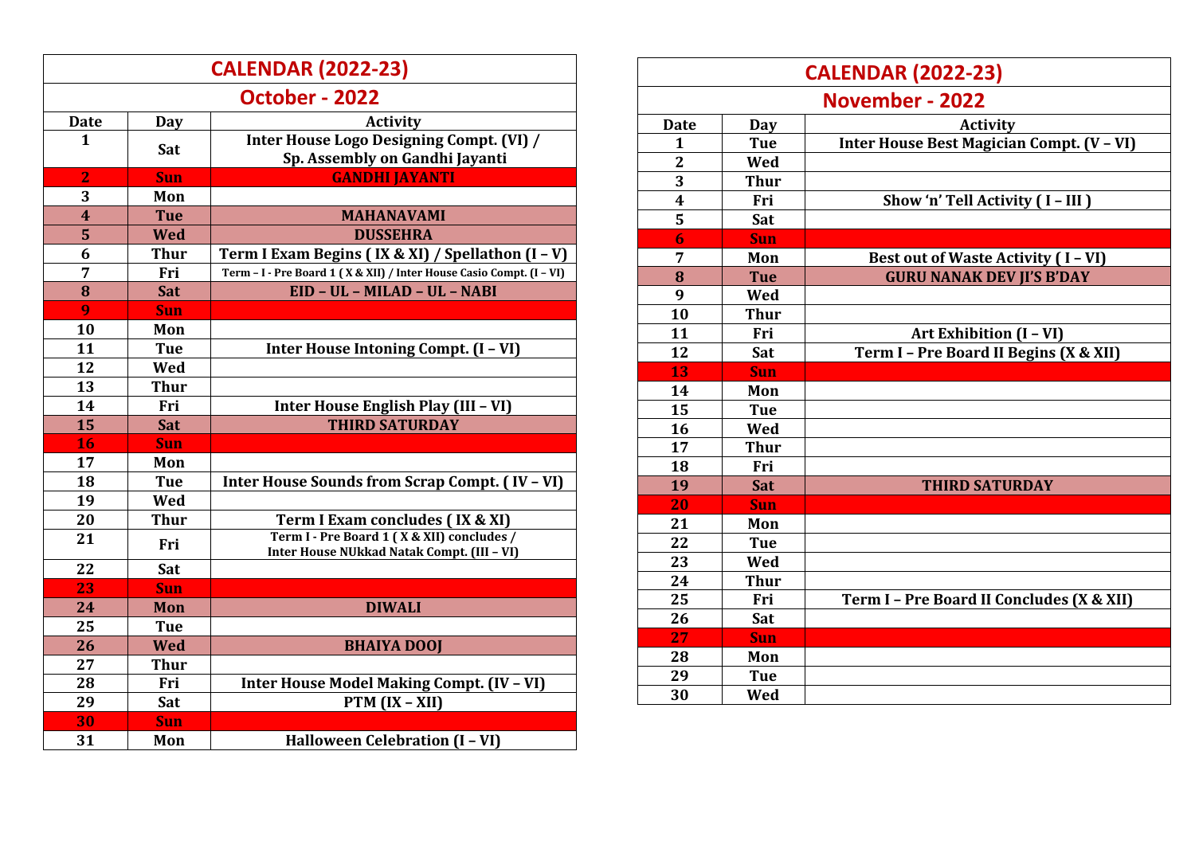## CALENDAR (2022-23)

### October - 2022

| Date | Day | Activity |
|---|---|---|
| 1 | Sat | Inter House Logo Designing Compt. (VI) / Sp. Assembly on Gandhi Jayanti |
| 2 | Sun | GANDHI JAYANTI |
| 3 | Mon | |
| 4 | Tue | MAHANAVAMI |
| 5 | Wed | DUSSEHRA |
| 6 | Thur | Term I Exam Begins ( IX & XI) / Spellathon (I – V) |
| 7 | Fri | Term – I - Pre Board 1 ( X & XII) / Inter House Casio Compt. (I – VI) |
| 8 | Sat | EID – UL – MILAD – UL – NABI |
| 9 | Sun | |
| 10 | Mon | |
| 11 | Tue | Inter House Intoning Compt. (I – VI) |
| 12 | Wed | |
| 13 | Thur | |
| 14 | Fri | Inter House English Play (III – VI) |
| 15 | Sat | THIRD SATURDAY |
| 16 | Sun | |
| 17 | Mon | |
| 18 | Tue | Inter House Sounds from Scrap Compt. ( IV – VI) |
| 19 | Wed | |
| 20 | Thur | Term I Exam concludes ( IX & XI) |
| 21 | Fri | Term I - Pre Board 1 ( X & XII) concludes / Inter House NUkkad Natak Compt. (III – VI) |
| 22 | Sat | |
| 23 | Sun | |
| 24 | Mon | DIWALI |
| 25 | Tue | |
| 26 | Wed | BHAIYA DOOJ |
| 27 | Thur | |
| 28 | Fri | Inter House Model Making Compt. (IV – VI) |
| 29 | Sat | PTM (IX – XII) |
| 30 | Sun | |
| 31 | Mon | Halloween Celebration (I – VI) |

## CALENDAR (2022-23)

### November - 2022

| Date | Day | Activity |
|---|---|---|
| 1 | Tue | Inter House Best Magician Compt. (V – VI) |
| 2 | Wed | |
| 3 | Thur | |
| 4 | Fri | Show 'n' Tell Activity ( I – III ) |
| 5 | Sat | |
| 6 | Sun | |
| 7 | Mon | Best out of Waste Activity ( I – VI) |
| 8 | Tue | GURU NANAK DEV JI'S B'DAY |
| 9 | Wed | |
| 10 | Thur | |
| 11 | Fri | Art Exhibition (I – VI) |
| 12 | Sat | Term I – Pre Board II Begins (X & XII) |
| 13 | Sun | |
| 14 | Mon | |
| 15 | Tue | |
| 16 | Wed | |
| 17 | Thur | |
| 18 | Fri | |
| 19 | Sat | THIRD SATURDAY |
| 20 | Sun | |
| 21 | Mon | |
| 22 | Tue | |
| 23 | Wed | |
| 24 | Thur | |
| 25 | Fri | Term I – Pre Board II Concludes (X & XII) |
| 26 | Sat | |
| 27 | Sun | |
| 28 | Mon | |
| 29 | Tue | |
| 30 | Wed | |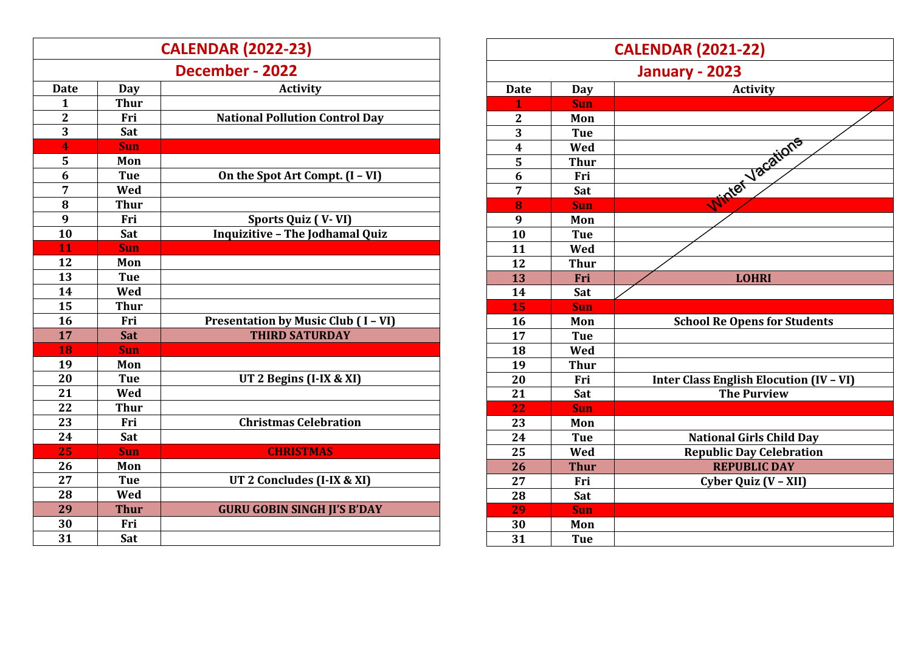## CALENDAR (2022-23)

### December - 2022

| Date | Day | Activity |
|---|---|---|
| 1 | Thur | |
| 2 | Fri | **National Pollution Control Day** |
| 3 | Sat | |
| 4 | Sun | |
| 5 | Mon | |
| 6 | Tue | **On the Spot Art Compt. (I – VI)** |
| 7 | Wed | |
| 8 | Thur | |
| 9 | Fri | **Sports Quiz ( V- VI)** |
| 10 | Sat | **Inquizitive – The Jodhamal Quiz** |
| 11 | Sun | |
| 12 | Mon | |
| 13 | Tue | |
| 14 | Wed | |
| 15 | Thur | |
| 16 | Fri | **Presentation by Music Club ( I – VI)** |
| 17 | Sat | **THIRD SATURDAY** |
| 18 | Sun | |
| 19 | Mon | |
| 20 | Tue | **UT 2 Begins (I-IX & XI)** |
| 21 | Wed | |
| 22 | Thur | |
| 23 | Fri | **Christmas Celebration** |
| 24 | Sat | |
| 25 | Sun | **CHRISTMAS** |
| 26 | Mon | |
| 27 | Tue | **UT 2 Concludes (I-IX & XI)** |
| 28 | Wed | |
| 29 | Thur | **GURU GOBIN SINGH JI'S B'DAY** |
| 30 | Fri | |
| 31 | Sat | |

## CALENDAR (2021-22)

### January - 2023

| Date | Day | Activity |
|---|---|---|
| 1 | Sun | Winter Vacations |
| 2 | Mon | |
| 3 | Tue | |
| 4 | Wed | |
| 5 | Thur | |
| 6 | Fri | |
| 7 | Sat | |
| 8 | Sun | |
| 9 | Mon | |
| 10 | Tue | |
| 11 | Wed | |
| 12 | Thur | |
| 13 | Fri | **LOHRI** |
| 14 | Sat | |
| 15 | Sun | |
| 16 | Mon | **School Re Opens for Students** |
| 17 | Tue | |
| 18 | Wed | |
| 19 | Thur | |
| 20 | Fri | **Inter Class English Elocution (IV – VI)** |
| 21 | Sat | **The Purview** |
| 22 | Sun | |
| 23 | Mon | |
| 24 | Tue | **National Girls Child Day** |
| 25 | Wed | **Republic Day Celebration** |
| 26 | Thur | **REPUBLIC DAY** |
| 27 | Fri | **Cyber Quiz (V – XII)** |
| 28 | Sat | |
| 29 | Sun | |
| 30 | Mon | |
| 31 | Tue | |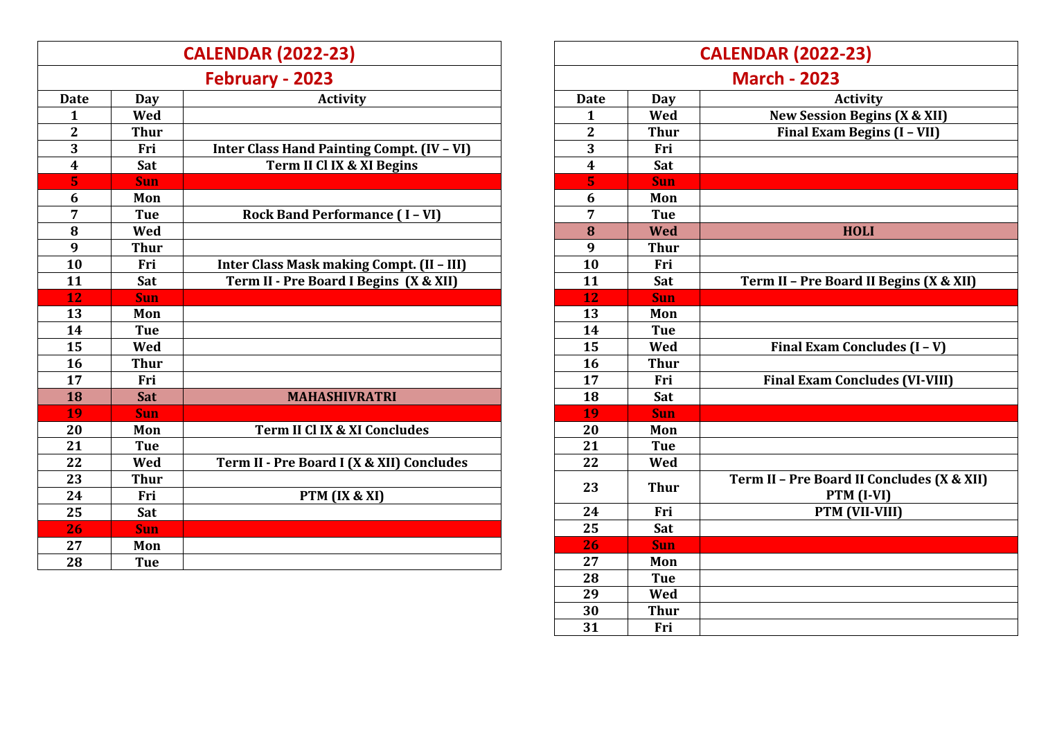## CALENDAR (2022-23)

### February - 2023

| Date | Day | Activity |
|---|---|---|
| 1 | Wed | |
| 2 | Thur | |
| 3 | Fri | Inter Class Hand Painting Compt. (IV – VI) |
| 4 | Sat | Term II Cl IX & XI Begins |
| 5 | Sun | |
| 6 | Mon | |
| 7 | Tue | Rock Band Performance ( I – VI) |
| 8 | Wed | |
| 9 | Thur | |
| 10 | Fri | Inter Class Mask making Compt. (II – III) |
| 11 | Sat | Term II - Pre Board I Begins (X & XII) |
| 12 | Sun | |
| 13 | Mon | |
| 14 | Tue | |
| 15 | Wed | |
| 16 | Thur | |
| 17 | Fri | |
| 18 | Sat | MAHASHIVRATRI |
| 19 | Sun | |
| 20 | Mon | Term II Cl IX & XI Concludes |
| 21 | Tue | |
| 22 | Wed | Term II - Pre Board I (X & XII) Concludes |
| 23 | Thur | |
| 24 | Fri | PTM (IX & XI) |
| 25 | Sat | |
| 26 | Sun | |
| 27 | Mon | |
| 28 | Tue | |

## CALENDAR (2022-23)

### March - 2023

| Date | Day | Activity |
|---|---|---|
| 1 | Wed | New Session Begins (X & XII) |
| 2 | Thur | Final Exam Begins (I – VII) |
| 3 | Fri | |
| 4 | Sat | |
| 5 | Sun | |
| 6 | Mon | |
| 7 | Tue | |
| 8 | Wed | HOLI |
| 9 | Thur | |
| 10 | Fri | |
| 11 | Sat | Term II – Pre Board II Begins (X & XII) |
| 12 | Sun | |
| 13 | Mon | |
| 14 | Tue | |
| 15 | Wed | Final Exam Concludes (I – V) |
| 16 | Thur | |
| 17 | Fri | Final Exam Concludes (VI-VIII) |
| 18 | Sat | |
| 19 | Sun | |
| 20 | Mon | |
| 21 | Tue | |
| 22 | Wed | |
| 23 | Thur | Term II – Pre Board II Concludes (X & XII) PTM (I-VI) |
| 24 | Fri | PTM (VII-VIII) |
| 25 | Sat | |
| 26 | Sun | |
| 27 | Mon | |
| 28 | Tue | |
| 29 | Wed | |
| 30 | Thur | |
| 31 | Fri | |